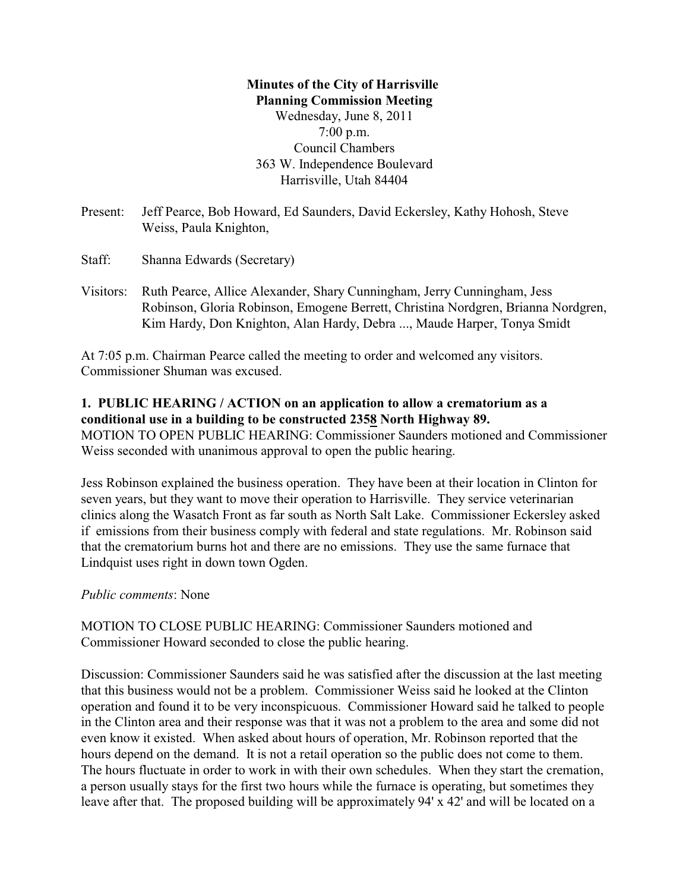**Minutes of the City of Harrisville**
**Planning Commission Meeting**
Wednesday, June 8, 2011
7:00 p.m.
Council Chambers
363 W. Independence Boulevard
Harrisville, Utah 84404

Present: Jeff Pearce, Bob Howard, Ed Saunders, David Eckersley, Kathy Hohosh, Steve Weiss, Paula Knighton,

Staff: Shanna Edwards (Secretary)

Visitors: Ruth Pearce, Allice Alexander, Shary Cunningham, Jerry Cunningham, Jess Robinson, Gloria Robinson, Emogene Berrett, Christina Nordgren, Brianna Nordgren, Kim Hardy, Don Knighton, Alan Hardy, Debra ..., Maude Harper, Tonya Smidt

At 7:05 p.m. Chairman Pearce called the meeting to order and welcomed any visitors. Commissioner Shuman was excused.

**1. PUBLIC HEARING / ACTION on an application to allow a crematorium as a conditional use in a building to be constructed 2358 North Highway 89.**
MOTION TO OPEN PUBLIC HEARING: Commissioner Saunders motioned and Commissioner Weiss seconded with unanimous approval to open the public hearing.

Jess Robinson explained the business operation. They have been at their location in Clinton for seven years, but they want to move their operation to Harrisville. They service veterinarian clinics along the Wasatch Front as far south as North Salt Lake. Commissioner Eckersley asked if emissions from their business comply with federal and state regulations. Mr. Robinson said that the crematorium burns hot and there are no emissions. They use the same furnace that Lindquist uses right in down town Ogden.

*Public comments*: None

MOTION TO CLOSE PUBLIC HEARING: Commissioner Saunders motioned and Commissioner Howard seconded to close the public hearing.

Discussion: Commissioner Saunders said he was satisfied after the discussion at the last meeting that this business would not be a problem. Commissioner Weiss said he looked at the Clinton operation and found it to be very inconspicuous. Commissioner Howard said he talked to people in the Clinton area and their response was that it was not a problem to the area and some did not even know it existed. When asked about hours of operation, Mr. Robinson reported that the hours depend on the demand. It is not a retail operation so the public does not come to them. The hours fluctuate in order to work in with their own schedules. When they start the cremation, a person usually stays for the first two hours while the furnace is operating, but sometimes they leave after that. The proposed building will be approximately 94' x 42' and will be located on a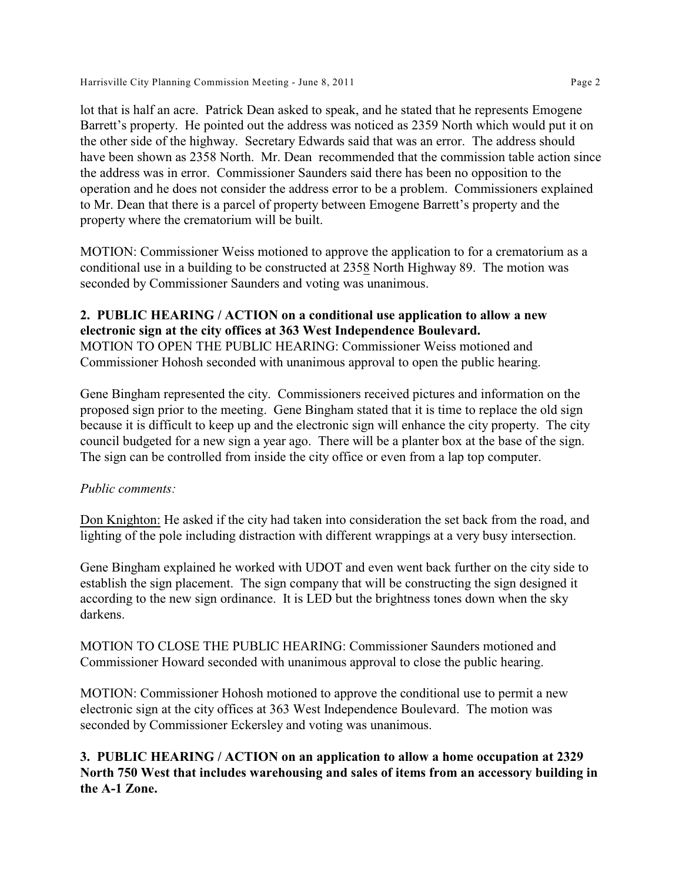lot that is half an acre. Patrick Dean asked to speak, and he stated that he represents Emogene Barrett's property. He pointed out the address was noticed as 2359 North which would put it on the other side of the highway. Secretary Edwards said that was an error. The address should have been shown as 2358 North. Mr. Dean recommended that the commission table action since the address was in error. Commissioner Saunders said there has been no opposition to the operation and he does not consider the address error to be a problem. Commissioners explained to Mr. Dean that there is a parcel of property between Emogene Barrett's property and the property where the crematorium will be built.

MOTION: Commissioner Weiss motioned to approve the application to for a crematorium as a conditional use in a building to be constructed at 2358 North Highway 89. The motion was seconded by Commissioner Saunders and voting was unanimous.

**2. PUBLIC HEARING / ACTION on a conditional use application to allow a new electronic sign at the city offices at 363 West Independence Boulevard.**

MOTION TO OPEN THE PUBLIC HEARING: Commissioner Weiss motioned and Commissioner Hohosh seconded with unanimous approval to open the public hearing.

Gene Bingham represented the city. Commissioners received pictures and information on the proposed sign prior to the meeting. Gene Bingham stated that it is time to replace the old sign because it is difficult to keep up and the electronic sign will enhance the city property. The city council budgeted for a new sign a year ago. There will be a planter box at the base of the sign. The sign can be controlled from inside the city office or even from a lap top computer.

*Public comments:*

Don Knighton: He asked if the city had taken into consideration the set back from the road, and lighting of the pole including distraction with different wrappings at a very busy intersection.

Gene Bingham explained he worked with UDOT and even went back further on the city side to establish the sign placement. The sign company that will be constructing the sign designed it according to the new sign ordinance. It is LED but the brightness tones down when the sky darkens.

MOTION TO CLOSE THE PUBLIC HEARING: Commissioner Saunders motioned and Commissioner Howard seconded with unanimous approval to close the public hearing.

MOTION: Commissioner Hohosh motioned to approve the conditional use to permit a new electronic sign at the city offices at 363 West Independence Boulevard. The motion was seconded by Commissioner Eckersley and voting was unanimous.

**3. PUBLIC HEARING / ACTION on an application to allow a home occupation at 2329 North 750 West that includes warehousing and sales of items from an accessory building in the A-1 Zone.**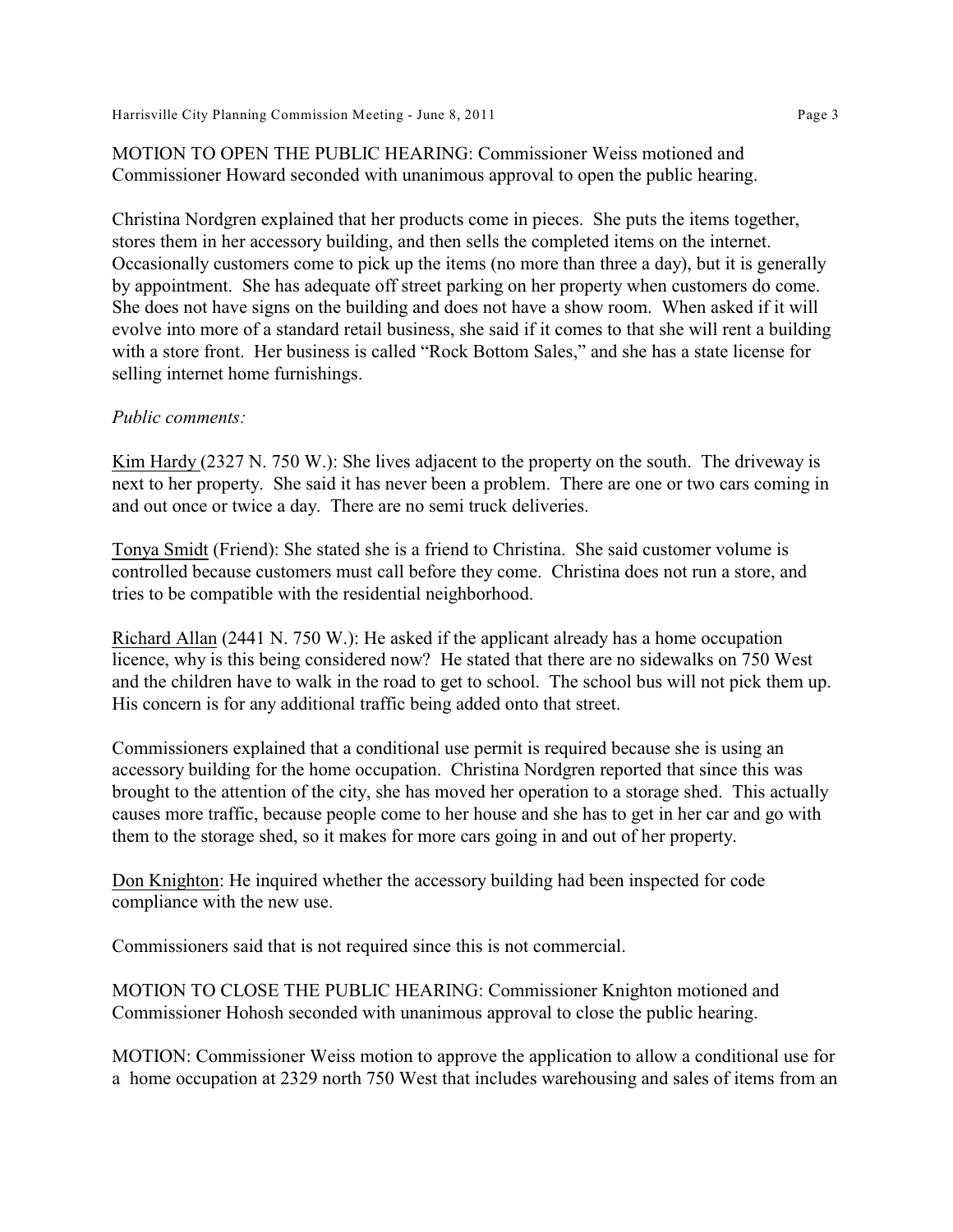MOTION TO OPEN THE PUBLIC HEARING: Commissioner Weiss motioned and Commissioner Howard seconded with unanimous approval to open the public hearing.

Christina Nordgren explained that her products come in pieces. She puts the items together, stores them in her accessory building, and then sells the completed items on the internet. Occasionally customers come to pick up the items (no more than three a day), but it is generally by appointment. She has adequate off street parking on her property when customers do come. She does not have signs on the building and does not have a show room. When asked if it will evolve into more of a standard retail business, she said if it comes to that she will rent a building with a store front. Her business is called "Rock Bottom Sales," and she has a state license for selling internet home furnishings.

*Public comments:*

<u>Kim Hardy</u> (2327 N. 750 W.): She lives adjacent to the property on the south. The driveway is next to her property. She said it has never been a problem. There are one or two cars coming in and out once or twice a day. There are no semi truck deliveries.

<u>Tonya Smidt</u> (Friend): She stated she is a friend to Christina. She said customer volume is controlled because customers must call before they come. Christina does not run a store, and tries to be compatible with the residential neighborhood.

<u>Richard Allan</u> (2441 N. 750 W.): He asked if the applicant already has a home occupation licence, why is this being considered now? He stated that there are no sidewalks on 750 West and the children have to walk in the road to get to school. The school bus will not pick them up. His concern is for any additional traffic being added onto that street.

Commissioners explained that a conditional use permit is required because she is using an accessory building for the home occupation. Christina Nordgren reported that since this was brought to the attention of the city, she has moved her operation to a storage shed. This actually causes more traffic, because people come to her house and she has to get in her car and go with them to the storage shed, so it makes for more cars going in and out of her property.

<u>Don Knighton</u>: He inquired whether the accessory building had been inspected for code compliance with the new use.

Commissioners said that is not required since this is not commercial.

MOTION TO CLOSE THE PUBLIC HEARING: Commissioner Knighton motioned and Commissioner Hohosh seconded with unanimous approval to close the public hearing.

MOTION: Commissioner Weiss motion to approve the application to allow a conditional use for a home occupation at 2329 north 750 West that includes warehousing and sales of items from an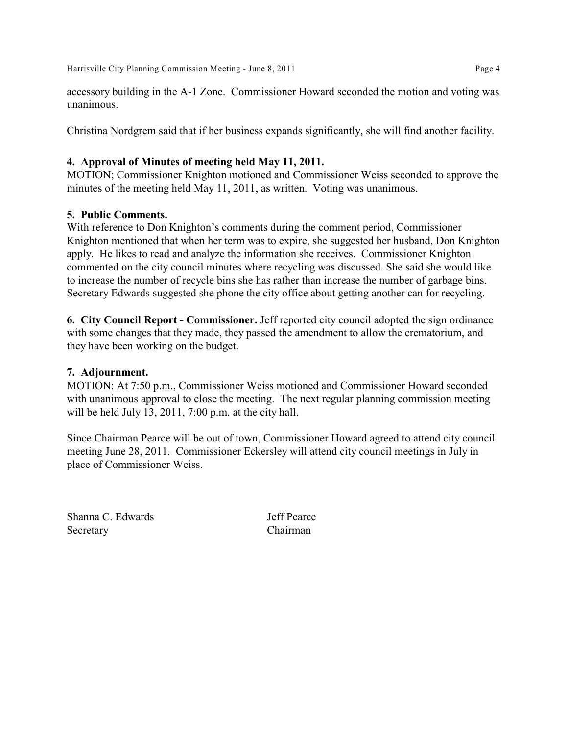accessory building in the A-1 Zone. Commissioner Howard seconded the motion and voting was unanimous.

Christina Nordgrem said that if her business expands significantly, she will find another facility.

**4. Approval of Minutes of meeting held May 11, 2011.**

MOTION; Commissioner Knighton motioned and Commissioner Weiss seconded to approve the minutes of the meeting held May 11, 2011, as written. Voting was unanimous.

**5. Public Comments.**

With reference to Don Knighton's comments during the comment period, Commissioner Knighton mentioned that when her term was to expire, she suggested her husband, Don Knighton apply. He likes to read and analyze the information she receives. Commissioner Knighton commented on the city council minutes where recycling was discussed. She said she would like to increase the number of recycle bins she has rather than increase the number of garbage bins. Secretary Edwards suggested she phone the city office about getting another can for recycling.

**6. City Council Report - Commissioner.** Jeff reported city council adopted the sign ordinance with some changes that they made, they passed the amendment to allow the crematorium, and they have been working on the budget.

**7. Adjournment.**

MOTION: At 7:50 p.m., Commissioner Weiss motioned and Commissioner Howard seconded with unanimous approval to close the meeting. The next regular planning commission meeting will be held July 13, 2011, 7:00 p.m. at the city hall.

Since Chairman Pearce will be out of town, Commissioner Howard agreed to attend city council meeting June 28, 2011. Commissioner Eckersley will attend city council meetings in July in place of Commissioner Weiss.

Shanna C. Edwards
Secretary

Jeff Pearce
Chairman